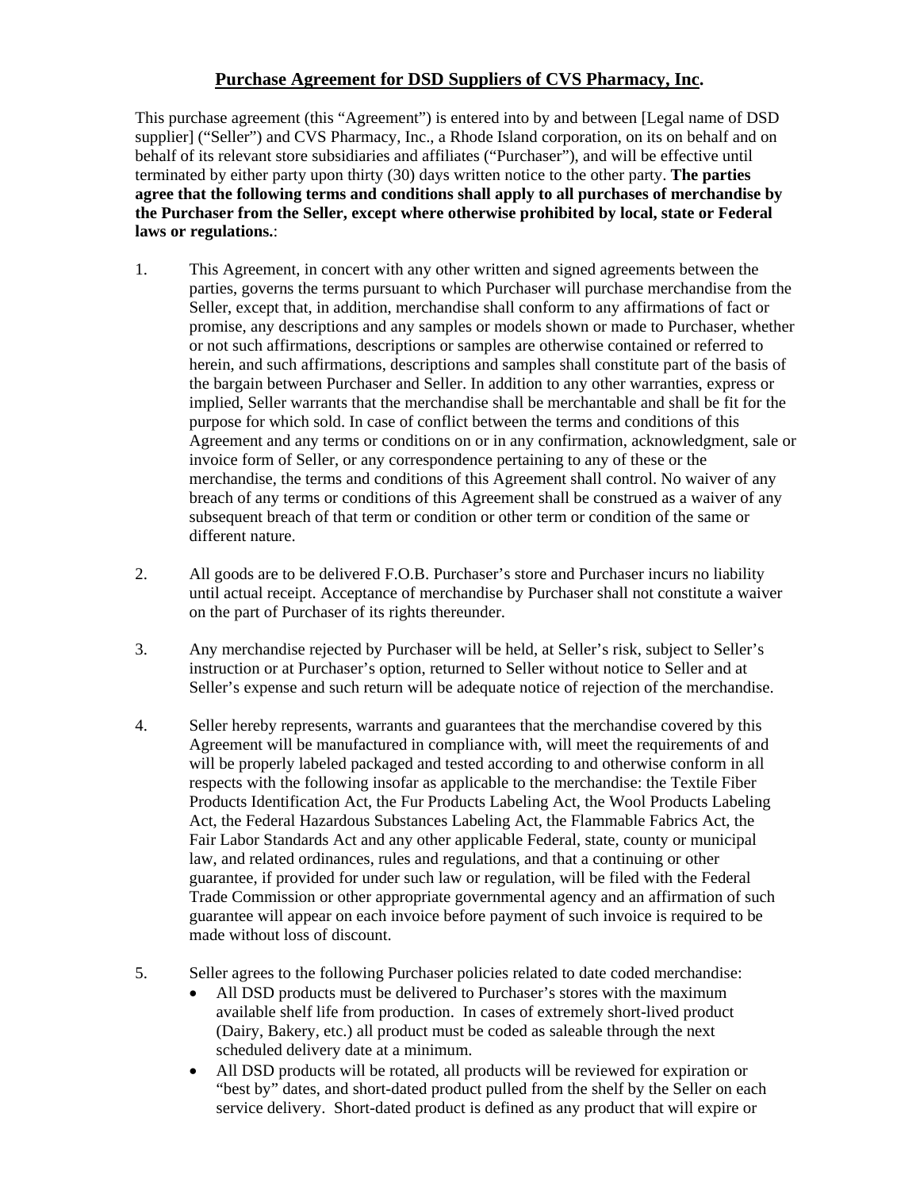# **Purchase Agreement for DSD Suppliers of CVS Pharmacy, Inc.**

This purchase agreement (this "Agreement") is entered into by and between [Legal name of DSD supplier] ("Seller") and CVS Pharmacy, Inc., a Rhode Island corporation, on its on behalf and on behalf of its relevant store subsidiaries and affiliates ("Purchaser"), and will be effective until terminated by either party upon thirty (30) days written notice to the other party. **The parties agree that the following terms and conditions shall apply to all purchases of merchandise by the Purchaser from the Seller, except where otherwise prohibited by local, state or Federal laws or regulations.**:

1. This Agreement, in concert with any other written and signed agreements between the parties, governs the terms pursuant to which Purchaser will purchase merchandise from the Seller, except that, in addition, merchandise shall conform to any affirmations of fact or promise, any descriptions and any samples or models shown or made to Purchaser, whether or not such affirmations, descriptions or samples are otherwise contained or referred to herein, and such affirmations, descriptions and samples shall constitute part of the basis of the bargain between Purchaser and Seller. In addition to any other warranties, express or implied, Seller warrants that the merchandise shall be merchantable and shall be fit for the purpose for which sold. In case of conflict between the terms and conditions of this Agreement and any terms or conditions on or in any confirmation, acknowledgment, sale or invoice form of Seller, or any correspondence pertaining to any of these or the merchandise, the terms and conditions of this Agreement shall control. No waiver of any breach of any terms or conditions of this Agreement shall be construed as a waiver of any subsequent breach of that term or condition or other term or condition of the same or different nature.

2. All goods are to be delivered F.O.B. Purchaser's store and Purchaser incurs no liability until actual receipt. Acceptance of merchandise by Purchaser shall not constitute a waiver on the part of Purchaser of its rights thereunder.

3. Any merchandise rejected by Purchaser will be held, at Seller's risk, subject to Seller's instruction or at Purchaser's option, returned to Seller without notice to Seller and at Seller's expense and such return will be adequate notice of rejection of the merchandise.

4. Seller hereby represents, warrants and guarantees that the merchandise covered by this Agreement will be manufactured in compliance with, will meet the requirements of and will be properly labeled packaged and tested according to and otherwise conform in all respects with the following insofar as applicable to the merchandise: the Textile Fiber Products Identification Act, the Fur Products Labeling Act, the Wool Products Labeling Act, the Federal Hazardous Substances Labeling Act, the Flammable Fabrics Act, the Fair Labor Standards Act and any other applicable Federal, state, county or municipal law, and related ordinances, rules and regulations, and that a continuing or other guarantee, if provided for under such law or regulation, will be filed with the Federal Trade Commission or other appropriate governmental agency and an affirmation of such guarantee will appear on each invoice before payment of such invoice is required to be made without loss of discount.

5. Seller agrees to the following Purchaser policies related to date coded merchandise:
   - All DSD products must be delivered to Purchaser's stores with the maximum available shelf life from production. In cases of extremely short-lived product (Dairy, Bakery, etc.) all product must be coded as saleable through the next scheduled delivery date at a minimum.
   - All DSD products will be rotated, all products will be reviewed for expiration or "best by" dates, and short-dated product pulled from the shelf by the Seller on each service delivery. Short-dated product is defined as any product that will expire or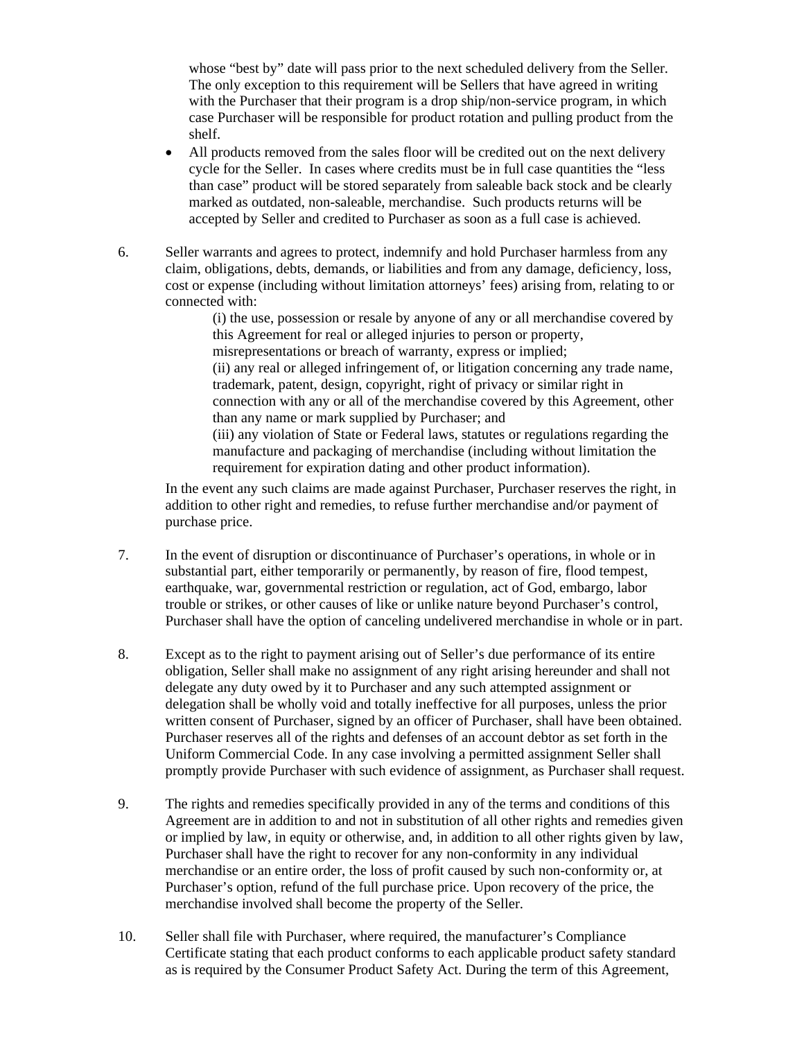whose "best by" date will pass prior to the next scheduled delivery from the Seller. The only exception to this requirement will be Sellers that have agreed in writing with the Purchaser that their program is a drop ship/non-service program, in which case Purchaser will be responsible for product rotation and pulling product from the shelf.

- All products removed from the sales floor will be credited out on the next delivery cycle for the Seller. In cases where credits must be in full case quantities the "less than case" product will be stored separately from saleable back stock and be clearly marked as outdated, non-saleable, merchandise. Such products returns will be accepted by Seller and credited to Purchaser as soon as a full case is achieved.

6. Seller warrants and agrees to protect, indemnify and hold Purchaser harmless from any claim, obligations, debts, demands, or liabilities and from any damage, deficiency, loss, cost or expense (including without limitation attorneys' fees) arising from, relating to or connected with:

   (i) the use, possession or resale by anyone of any or all merchandise covered by this Agreement for real or alleged injuries to person or property, misrepresentations or breach of warranty, express or implied;
   (ii) any real or alleged infringement of, or litigation concerning any trade name, trademark, patent, design, copyright, right of privacy or similar right in connection with any or all of the merchandise covered by this Agreement, other than any name or mark supplied by Purchaser; and
   (iii) any violation of State or Federal laws, statutes or regulations regarding the manufacture and packaging of merchandise (including without limitation the requirement for expiration dating and other product information).

   In the event any such claims are made against Purchaser, Purchaser reserves the right, in addition to other right and remedies, to refuse further merchandise and/or payment of purchase price.

7. In the event of disruption or discontinuance of Purchaser's operations, in whole or in substantial part, either temporarily or permanently, by reason of fire, flood tempest, earthquake, war, governmental restriction or regulation, act of God, embargo, labor trouble or strikes, or other causes of like or unlike nature beyond Purchaser's control, Purchaser shall have the option of canceling undelivered merchandise in whole or in part.

8. Except as to the right to payment arising out of Seller's due performance of its entire obligation, Seller shall make no assignment of any right arising hereunder and shall not delegate any duty owed by it to Purchaser and any such attempted assignment or delegation shall be wholly void and totally ineffective for all purposes, unless the prior written consent of Purchaser, signed by an officer of Purchaser, shall have been obtained. Purchaser reserves all of the rights and defenses of an account debtor as set forth in the Uniform Commercial Code. In any case involving a permitted assignment Seller shall promptly provide Purchaser with such evidence of assignment, as Purchaser shall request.

9. The rights and remedies specifically provided in any of the terms and conditions of this Agreement are in addition to and not in substitution of all other rights and remedies given or implied by law, in equity or otherwise, and, in addition to all other rights given by law, Purchaser shall have the right to recover for any non-conformity in any individual merchandise or an entire order, the loss of profit caused by such non-conformity or, at Purchaser's option, refund of the full purchase price. Upon recovery of the price, the merchandise involved shall become the property of the Seller.

10. Seller shall file with Purchaser, where required, the manufacturer's Compliance Certificate stating that each product conforms to each applicable product safety standard as is required by the Consumer Product Safety Act. During the term of this Agreement,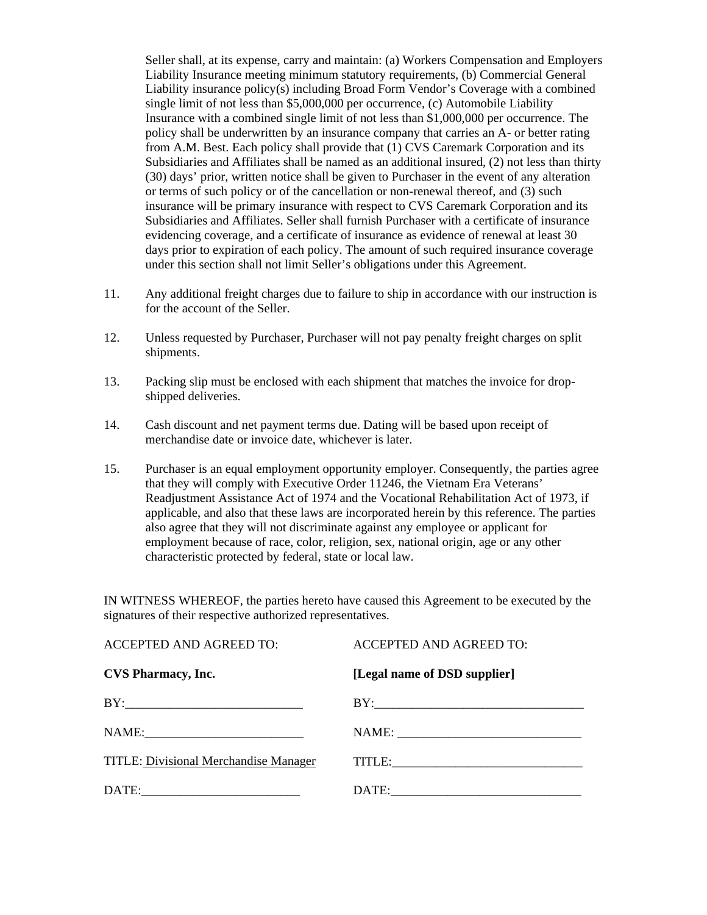Seller shall, at its expense, carry and maintain: (a) Workers Compensation and Employers Liability Insurance meeting minimum statutory requirements, (b) Commercial General Liability insurance policy(s) including Broad Form Vendor's Coverage with a combined single limit of not less than $5,000,000 per occurrence, (c) Automobile Liability Insurance with a combined single limit of not less than $1,000,000 per occurrence. The policy shall be underwritten by an insurance company that carries an A- or better rating from A.M. Best. Each policy shall provide that (1) CVS Caremark Corporation and its Subsidiaries and Affiliates shall be named as an additional insured, (2) not less than thirty (30) days' prior, written notice shall be given to Purchaser in the event of any alteration or terms of such policy or of the cancellation or non-renewal thereof, and (3) such insurance will be primary insurance with respect to CVS Caremark Corporation and its Subsidiaries and Affiliates. Seller shall furnish Purchaser with a certificate of insurance evidencing coverage, and a certificate of insurance as evidence of renewal at least 30 days prior to expiration of each policy. The amount of such required insurance coverage under this section shall not limit Seller's obligations under this Agreement.

11. Any additional freight charges due to failure to ship in accordance with our instruction is for the account of the Seller.

12. Unless requested by Purchaser, Purchaser will not pay penalty freight charges on split shipments.

13. Packing slip must be enclosed with each shipment that matches the invoice for drop-shipped deliveries.

14. Cash discount and net payment terms due. Dating will be based upon receipt of merchandise date or invoice date, whichever is later.

15. Purchaser is an equal employment opportunity employer. Consequently, the parties agree that they will comply with Executive Order 11246, the Vietnam Era Veterans' Readjustment Assistance Act of 1974 and the Vocational Rehabilitation Act of 1973, if applicable, and also that these laws are incorporated herein by this reference. The parties also agree that they will not discriminate against any employee or applicant for employment because of race, color, religion, sex, national origin, age or any other characteristic protected by federal, state or local law.

IN WITNESS WHEREOF, the parties hereto have caused this Agreement to be executed by the signatures of their respective authorized representatives.

| | |
|---|---|
| ACCEPTED AND AGREED TO: | ACCEPTED AND AGREED TO: |
| **CVS Pharmacy, Inc.** | **[Legal name of DSD supplier]** |
| BY:____________________________ | BY:_________________________________ |
| NAME:_________________________ | NAME: _____________________________ |
| TITLE: Divisional Merchandise Manager | TITLE:______________________________ |
| DATE:_________________________ | DATE:______________________________ |